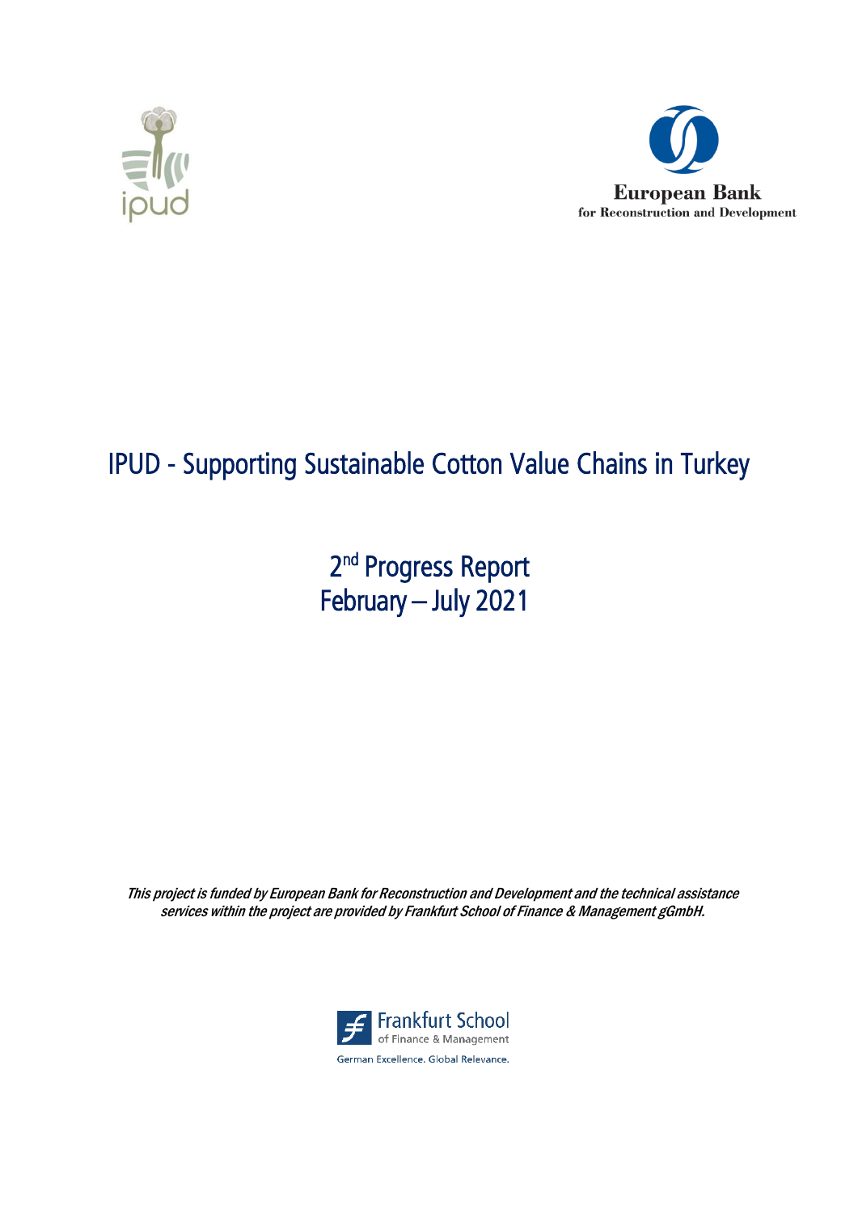# IPUD - Supporting Sustainable Cotton Value Chains in Turkey

## 2nd Progress Report
## February – July 2021

*This project is funded by European Bank for Reconstruction and Development and the technical assistance services within the project are provided by Frankfurt School of Finance & Management gGmbH.*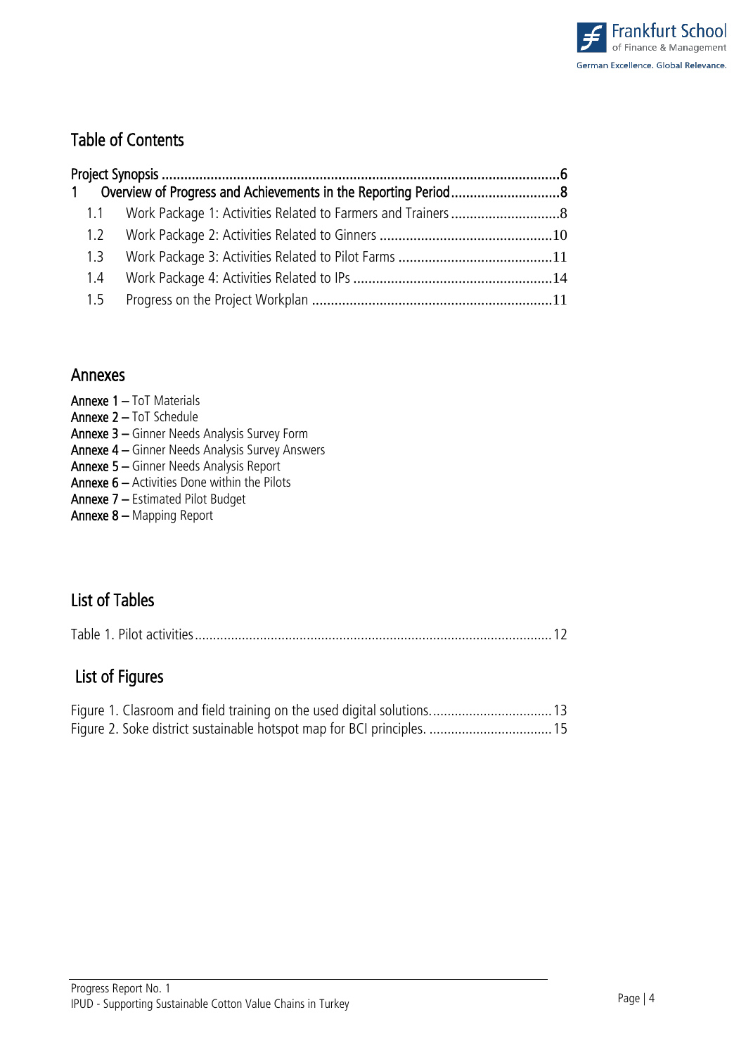## Table of Contents

Project Synopsis ........................................................................................................6
1 Overview of Progress and Achievements in the Reporting Period............................8
  1.1 Work Package 1: Activities Related to Farmers and Trainers ............................8
  1.2 Work Package 2: Activities Related to Ginners .............................................10
  1.3 Work Package 3: Activities Related to Pilot Farms .........................................11
  1.4 Work Package 4: Activities Related to IPs ....................................................14
  1.5 Progress on the Project Workplan ...............................................................11

## Annexes

**Annexe 1 –** ToT Materials
**Annexe 2 –** ToT Schedule
**Annexe 3 –** Ginner Needs Analysis Survey Form
**Annexe 4 –** Ginner Needs Analysis Survey Answers
**Annexe 5 –** Ginner Needs Analysis Report
**Annexe 6 –** Activities Done within the Pilots
**Annexe 7 –** Estimated Pilot Budget
**Annexe 8 –** Mapping Report

## List of Tables

Table 1. Pilot activities................................................................................................12

## List of Figures

Figure 1. Clasroom and field training on the used digital solutions.................................13
Figure 2. Soke district sustainable hotspot map for BCI principles. .................................15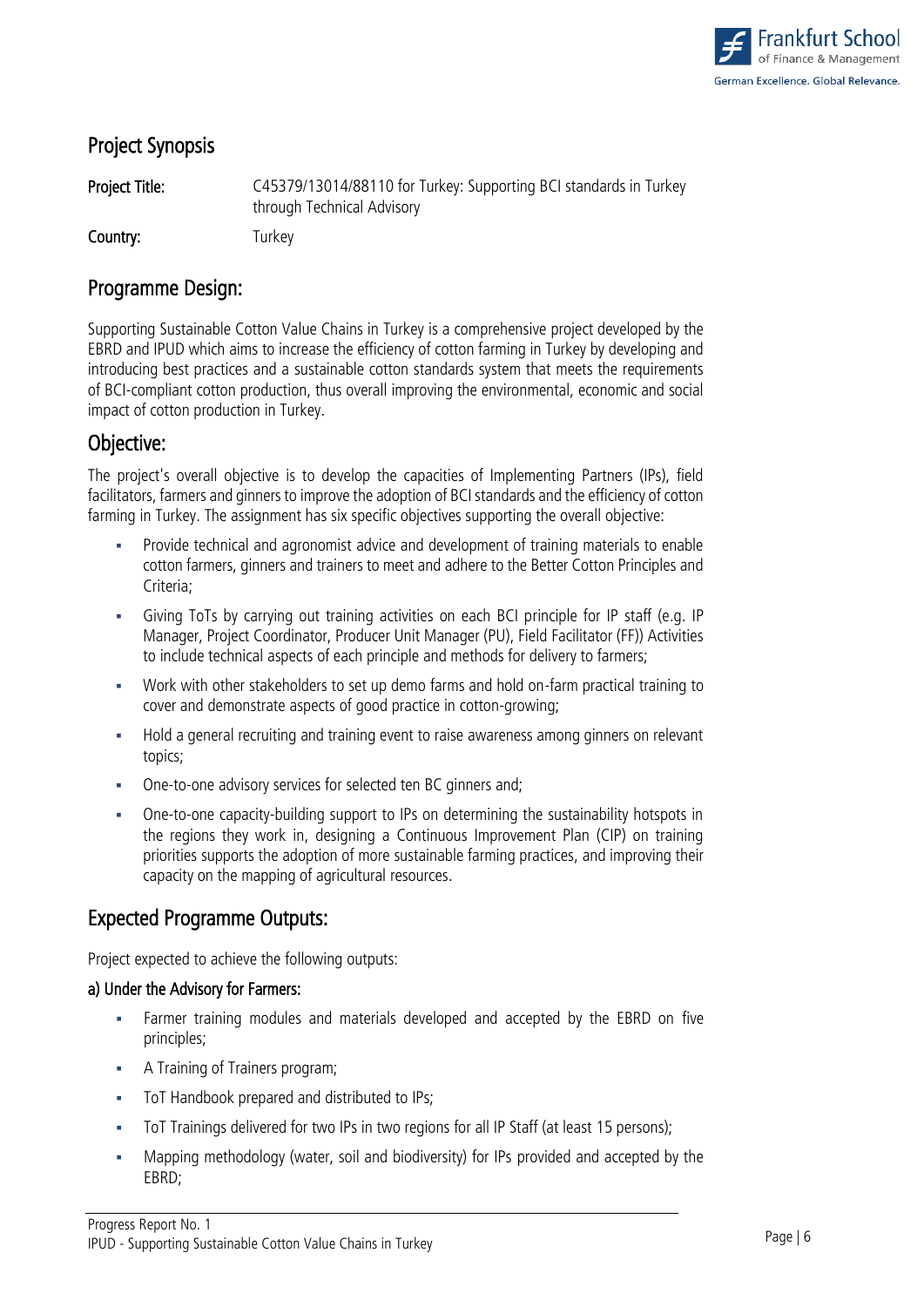## Project Synopsis

| | |
|---|---|
| **Project Title:** | C45379/13014/88110 for Turkey: Supporting BCI standards in Turkey through Technical Advisory |
| **Country:** | Turkey |

## Programme Design:

Supporting Sustainable Cotton Value Chains in Turkey is a comprehensive project developed by the EBRD and IPUD which aims to increase the efficiency of cotton farming in Turkey by developing and introducing best practices and a sustainable cotton standards system that meets the requirements of BCI-compliant cotton production, thus overall improving the environmental, economic and social impact of cotton production in Turkey.

## Objective:

The project's overall objective is to develop the capacities of Implementing Partners (IPs), field facilitators, farmers and ginners to improve the adoption of BCI standards and the efficiency of cotton farming in Turkey. The assignment has six specific objectives supporting the overall objective:

- Provide technical and agronomist advice and development of training materials to enable cotton farmers, ginners and trainers to meet and adhere to the Better Cotton Principles and Criteria;
- Giving ToTs by carrying out training activities on each BCI principle for IP staff (e.g. IP Manager, Project Coordinator, Producer Unit Manager (PU), Field Facilitator (FF)) Activities to include technical aspects of each principle and methods for delivery to farmers;
- Work with other stakeholders to set up demo farms and hold on-farm practical training to cover and demonstrate aspects of good practice in cotton-growing;
- Hold a general recruiting and training event to raise awareness among ginners on relevant topics;
- One-to-one advisory services for selected ten BC ginners and;
- One-to-one capacity-building support to IPs on determining the sustainability hotspots in the regions they work in, designing a Continuous Improvement Plan (CIP) on training priorities supports the adoption of more sustainable farming practices, and improving their capacity on the mapping of agricultural resources.

## Expected Programme Outputs:

Project expected to achieve the following outputs:

### a) Under the Advisory for Farmers:

- Farmer training modules and materials developed and accepted by the EBRD on five principles;
- A Training of Trainers program;
- ToT Handbook prepared and distributed to IPs;
- ToT Trainings delivered for two IPs in two regions for all IP Staff (at least 15 persons);
- Mapping methodology (water, soil and biodiversity) for IPs provided and accepted by the EBRD;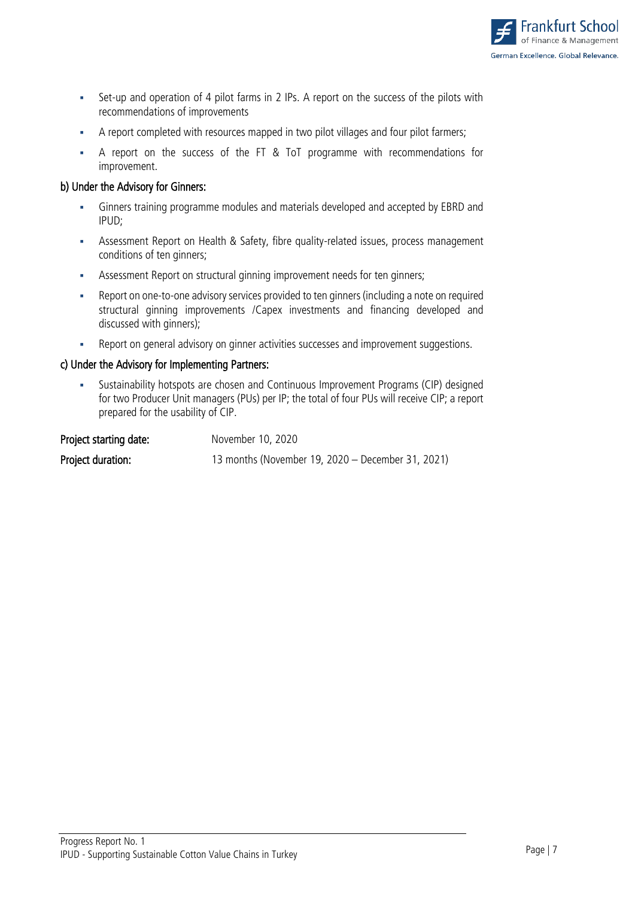- Set-up and operation of 4 pilot farms in 2 IPs. A report on the success of the pilots with recommendations of improvements
- A report completed with resources mapped in two pilot villages and four pilot farmers;
- A report on the success of the FT & ToT programme with recommendations for improvement.

**b) Under the Advisory for Ginners:**

- Ginners training programme modules and materials developed and accepted by EBRD and IPUD;
- Assessment Report on Health & Safety, fibre quality-related issues, process management conditions of ten ginners;
- Assessment Report on structural ginning improvement needs for ten ginners;
- Report on one-to-one advisory services provided to ten ginners (including a note on required structural ginning improvements /Capex investments and financing developed and discussed with ginners);
- Report on general advisory on ginner activities successes and improvement suggestions.

**c) Under the Advisory for Implementing Partners:**

- Sustainability hotspots are chosen and Continuous Improvement Programs (CIP) designed for two Producer Unit managers (PUs) per IP; the total of four PUs will receive CIP; a report prepared for the usability of CIP.

**Project starting date:** November 10, 2020

**Project duration:** 13 months (November 19, 2020 – December 31, 2021)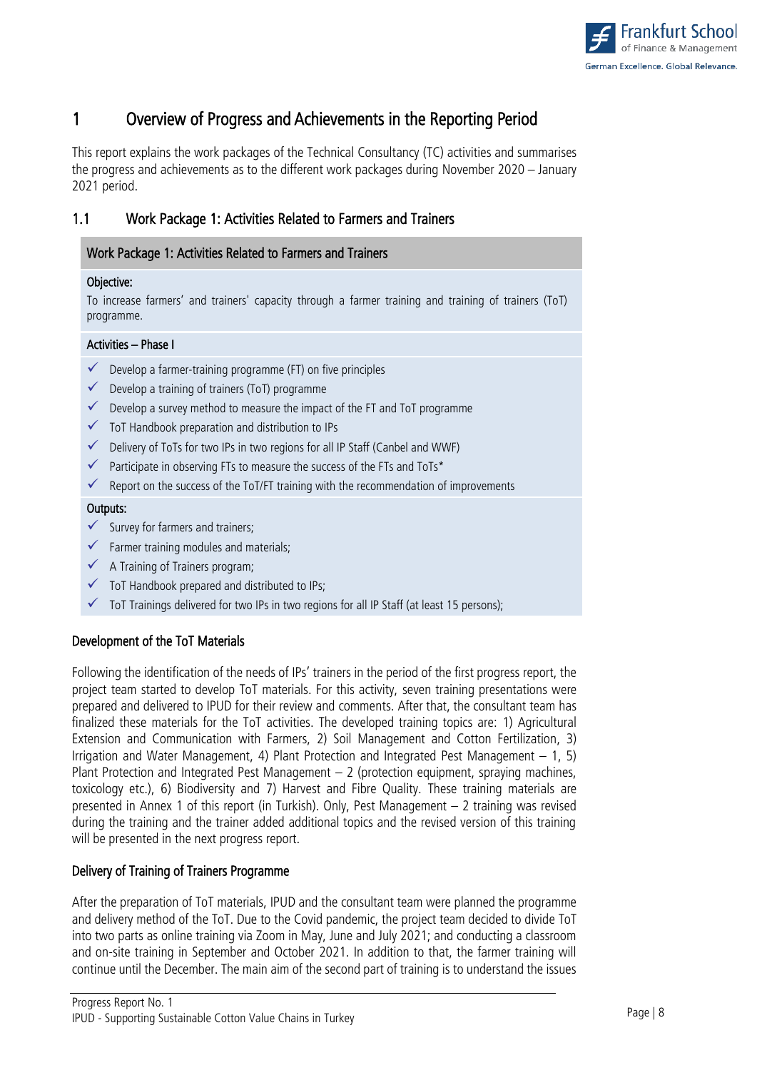# 1 Overview of Progress and Achievements in the Reporting Period

This report explains the work packages of the Technical Consultancy (TC) activities and summarises the progress and achievements as to the different work packages during November 2020 – January 2021 period.

## 1.1 Work Package 1: Activities Related to Farmers and Trainers

| Work Package 1: Activities Related to Farmers and Trainers |
|---|
| **Objective:**<br>To increase farmers' and trainers' capacity through a farmer training and training of trainers (ToT) programme. |
| **Activities – Phase I**<br>✓ Develop a farmer-training programme (FT) on five principles<br>✓ Develop a training of trainers (ToT) programme<br>✓ Develop a survey method to measure the impact of the FT and ToT programme<br>✓ ToT Handbook preparation and distribution to IPs<br>✓ Delivery of ToTs for two IPs in two regions for all IP Staff (Canbel and WWF)<br>✓ Participate in observing FTs to measure the success of the FTs and ToTs*<br>✓ Report on the success of the ToT/FT training with the recommendation of improvements |
| **Outputs:**<br>✓ Survey for farmers and trainers;<br>✓ Farmer training modules and materials;<br>✓ A Training of Trainers program;<br>✓ ToT Handbook prepared and distributed to IPs;<br>✓ ToT Trainings delivered for two IPs in two regions for all IP Staff (at least 15 persons); |

### Development of the ToT Materials

Following the identification of the needs of IPs' trainers in the period of the first progress report, the project team started to develop ToT materials. For this activity, seven training presentations were prepared and delivered to IPUD for their review and comments. After that, the consultant team has finalized these materials for the ToT activities. The developed training topics are: 1) Agricultural Extension and Communication with Farmers, 2) Soil Management and Cotton Fertilization, 3) Irrigation and Water Management, 4) Plant Protection and Integrated Pest Management – 1, 5) Plant Protection and Integrated Pest Management – 2 (protection equipment, spraying machines, toxicology etc.), 6) Biodiversity and 7) Harvest and Fibre Quality. These training materials are presented in Annex 1 of this report (in Turkish). Only, Pest Management – 2 training was revised during the training and the trainer added additional topics and the revised version of this training will be presented in the next progress report.

### Delivery of Training of Trainers Programme

After the preparation of ToT materials, IPUD and the consultant team were planned the programme and delivery method of the ToT. Due to the Covid pandemic, the project team decided to divide ToT into two parts as online training via Zoom in May, June and July 2021; and conducting a classroom and on-site training in September and October 2021. In addition to that, the farmer training will continue until the December. The main aim of the second part of training is to understand the issues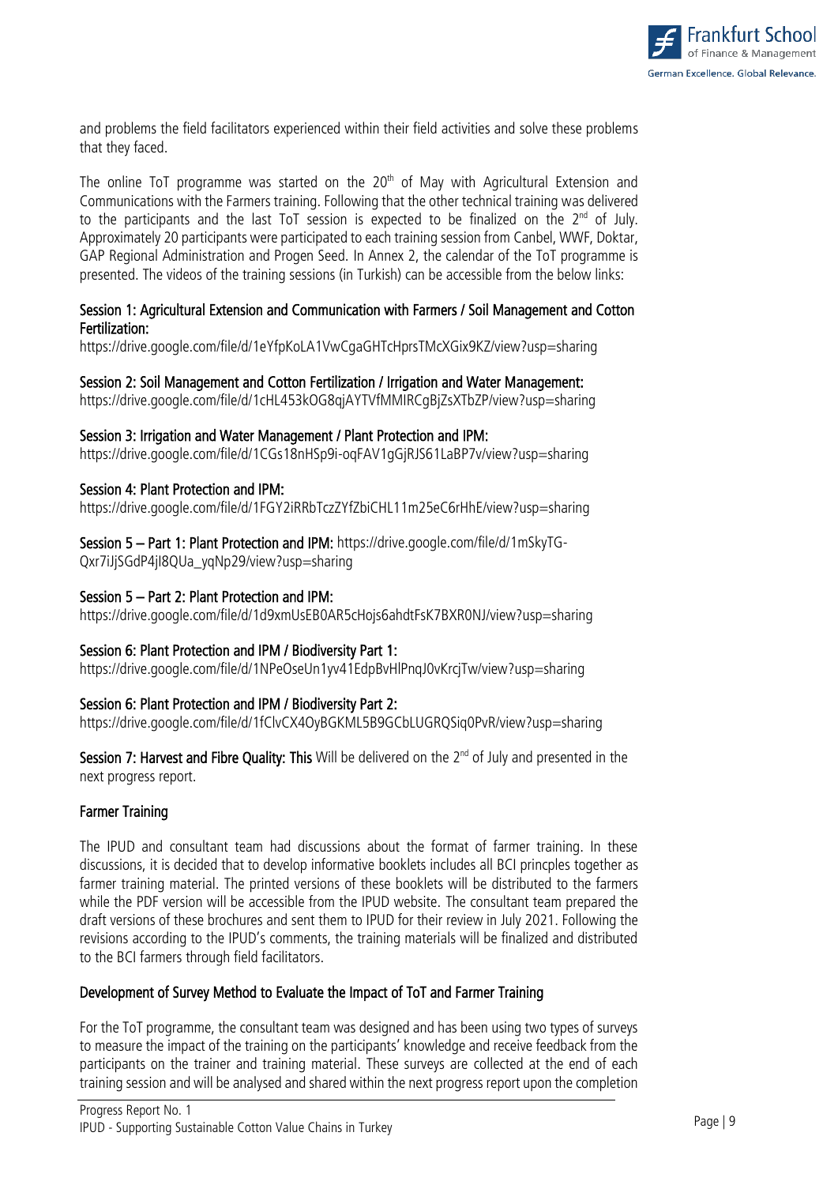and problems the field facilitators experienced within their field activities and solve these problems that they faced.

The online ToT programme was started on the 20th of May with Agricultural Extension and Communications with the Farmers training. Following that the other technical training was delivered to the participants and the last ToT session is expected to be finalized on the 2nd of July. Approximately 20 participants were participated to each training session from Canbel, WWF, Doktar, GAP Regional Administration and Progen Seed. In Annex 2, the calendar of the ToT programme is presented. The videos of the training sessions (in Turkish) can be accessible from the below links:

**Session 1: Agricultural Extension and Communication with Farmers / Soil Management and Cotton Fertilization:**
https://drive.google.com/file/d/1eYfpKoLA1VwCgaGHTcHprsTMcXGix9KZ/view?usp=sharing

**Session 2: Soil Management and Cotton Fertilization / Irrigation and Water Management:**
https://drive.google.com/file/d/1cHL453kOG8qjAYTVfMMIRCgBjZsXTbZP/view?usp=sharing

**Session 3: Irrigation and Water Management / Plant Protection and IPM:**
https://drive.google.com/file/d/1CGs18nHSp9i-oqFAV1gGjRJS61LaBP7v/view?usp=sharing

**Session 4: Plant Protection and IPM:**
https://drive.google.com/file/d/1FGY2iRRbTczZYfZbiCHL11m25eC6rHhE/view?usp=sharing

**Session 5 – Part 1: Plant Protection and IPM:** https://drive.google.com/file/d/1mSkyTG-Qxr7iJjSGdP4jI8QUa_yqNp29/view?usp=sharing

**Session 5 – Part 2: Plant Protection and IPM:**
https://drive.google.com/file/d/1d9xmUsEB0AR5cHojs6ahdtFsK7BXR0NJ/view?usp=sharing

**Session 6: Plant Protection and IPM / Biodiversity Part 1:**
https://drive.google.com/file/d/1NPeOseUn1yv41EdpBvHlPnqJ0vKrcjTw/view?usp=sharing

**Session 6: Plant Protection and IPM / Biodiversity Part 2:**
https://drive.google.com/file/d/1fClvCX4OyBGKML5B9GCbLUGRQSiq0PvR/view?usp=sharing

**Session 7: Harvest and Fibre Quality: This** Will be delivered on the 2nd of July and presented in the next progress report.

### Farmer Training

The IPUD and consultant team had discussions about the format of farmer training. In these discussions, it is decided that to develop informative booklets includes all BCI princples together as farmer training material. The printed versions of these booklets will be distributed to the farmers while the PDF version will be accessible from the IPUD website. The consultant team prepared the draft versions of these brochures and sent them to IPUD for their review in July 2021. Following the revisions according to the IPUD's comments, the training materials will be finalized and distributed to the BCI farmers through field facilitators.

### Development of Survey Method to Evaluate the Impact of ToT and Farmer Training

For the ToT programme, the consultant team was designed and has been using two types of surveys to measure the impact of the training on the participants' knowledge and receive feedback from the participants on the trainer and training material. These surveys are collected at the end of each training session and will be analysed and shared within the next progress report upon the completion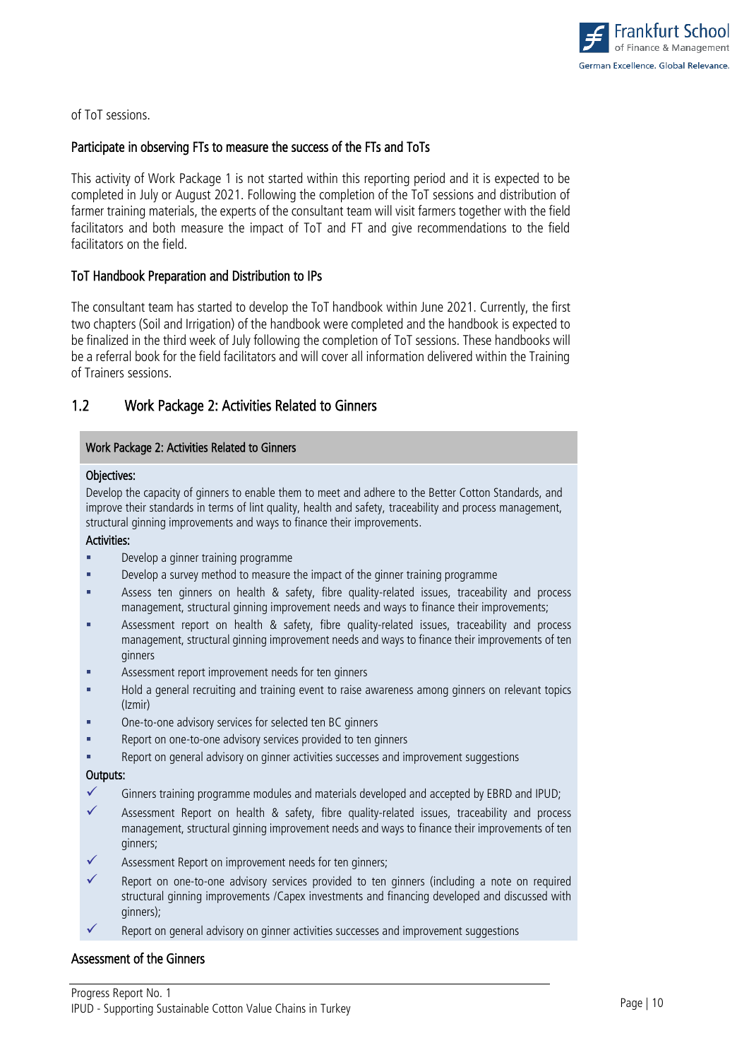of ToT sessions.

### Participate in observing FTs to measure the success of the FTs and ToTs

This activity of Work Package 1 is not started within this reporting period and it is expected to be completed in July or August 2021. Following the completion of the ToT sessions and distribution of farmer training materials, the experts of the consultant team will visit farmers together with the field facilitators and both measure the impact of ToT and FT and give recommendations to the field facilitators on the field.

### ToT Handbook Preparation and Distribution to IPs

The consultant team has started to develop the ToT handbook within June 2021. Currently, the first two chapters (Soil and Irrigation) of the handbook were completed and the handbook is expected to be finalized in the third week of July following the completion of ToT sessions. These handbooks will be a referral book for the field facilitators and will cover all information delivered within the Training of Trainers sessions.

## 1.2 Work Package 2: Activities Related to Ginners

**Work Package 2: Activities Related to Ginners**

**Objectives:**

Develop the capacity of ginners to enable them to meet and adhere to the Better Cotton Standards, and improve their standards in terms of lint quality, health and safety, traceability and process management, structural ginning improvements and ways to finance their improvements.

**Activities:**

- Develop a ginner training programme
- Develop a survey method to measure the impact of the ginner training programme
- Assess ten ginners on health & safety, fibre quality-related issues, traceability and process management, structural ginning improvement needs and ways to finance their improvements;
- Assessment report on health & safety, fibre quality-related issues, traceability and process management, structural ginning improvement needs and ways to finance their improvements of ten ginners
- Assessment report improvement needs for ten ginners
- Hold a general recruiting and training event to raise awareness among ginners on relevant topics (Izmir)
- One-to-one advisory services for selected ten BC ginners
- Report on one-to-one advisory services provided to ten ginners
- Report on general advisory on ginner activities successes and improvement suggestions

**Outputs:**

- ✓ Ginners training programme modules and materials developed and accepted by EBRD and IPUD;
- ✓ Assessment Report on health & safety, fibre quality-related issues, traceability and process management, structural ginning improvement needs and ways to finance their improvements of ten ginners;
- ✓ Assessment Report on improvement needs for ten ginners;
- ✓ Report on one-to-one advisory services provided to ten ginners (including a note on required structural ginning improvements /Capex investments and financing developed and discussed with ginners);
- ✓ Report on general advisory on ginner activities successes and improvement suggestions

### Assessment of the Ginners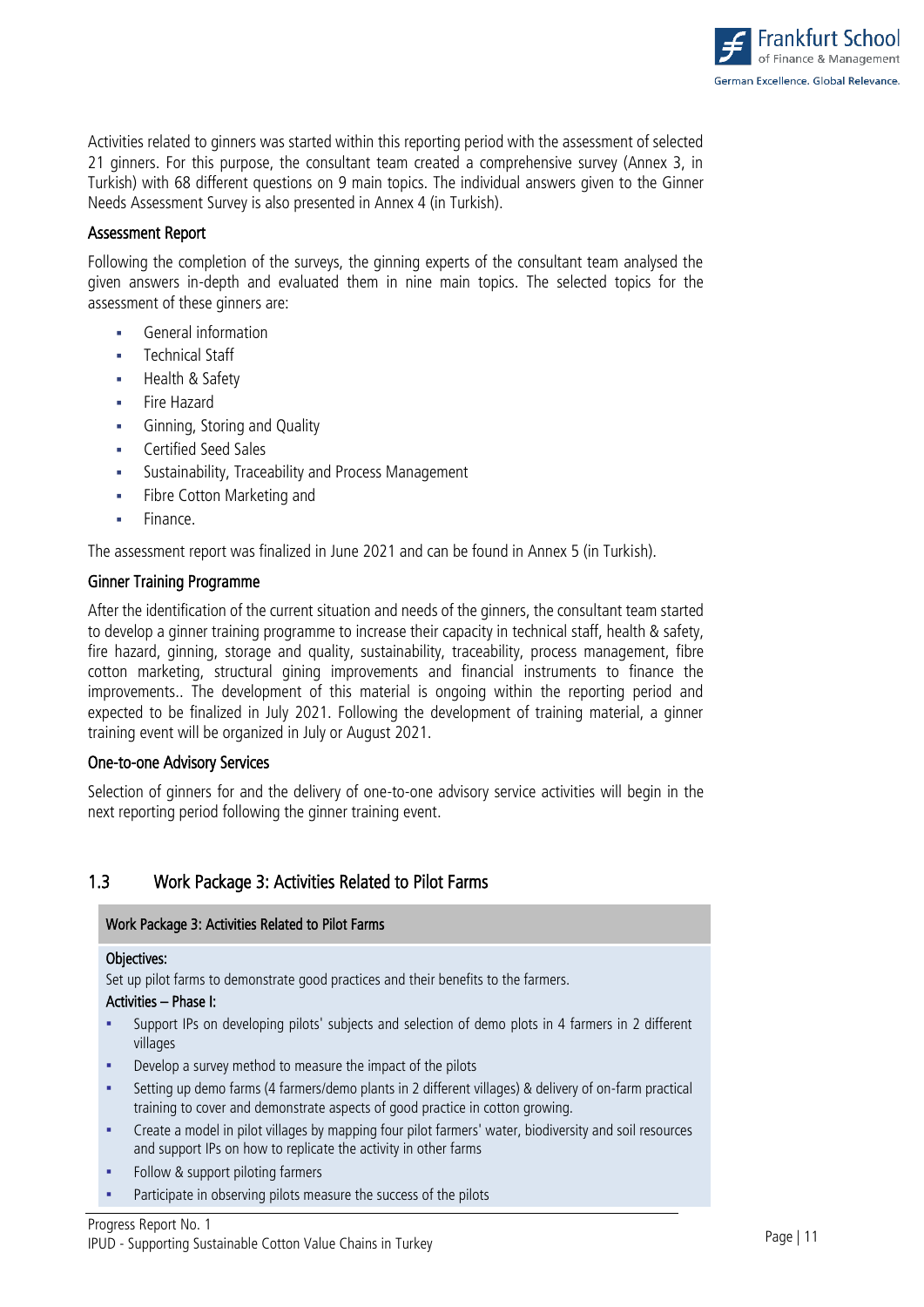Activities related to ginners was started within this reporting period with the assessment of selected 21 ginners. For this purpose, the consultant team created a comprehensive survey (Annex 3, in Turkish) with 68 different questions on 9 main topics. The individual answers given to the Ginner Needs Assessment Survey is also presented in Annex 4 (in Turkish).

### Assessment Report

Following the completion of the surveys, the ginning experts of the consultant team analysed the given answers in-depth and evaluated them in nine main topics. The selected topics for the assessment of these ginners are:

- General information
- Technical Staff
- Health & Safety
- Fire Hazard
- Ginning, Storing and Quality
- Certified Seed Sales
- Sustainability, Traceability and Process Management
- Fibre Cotton Marketing and
- Finance.

The assessment report was finalized in June 2021 and can be found in Annex 5 (in Turkish).

### Ginner Training Programme

After the identification of the current situation and needs of the ginners, the consultant team started to develop a ginner training programme to increase their capacity in technical staff, health & safety, fire hazard, ginning, storage and quality, sustainability, traceability, process management, fibre cotton marketing, structural gining improvements and financial instruments to finance the improvements.. The development of this material is ongoing within the reporting period and expected to be finalized in July 2021. Following the development of training material, a ginner training event will be organized in July or August 2021.

### One-to-one Advisory Services

Selection of ginners for and the delivery of one-to-one advisory service activities will begin in the next reporting period following the ginner training event.

## 1.3 Work Package 3: Activities Related to Pilot Farms

| Work Package 3: Activities Related to Pilot Farms |
|---|
| **Objectives:**<br>Set up pilot farms to demonstrate good practices and their benefits to the farmers.<br>**Activities – Phase I:**<br>- Support IPs on developing pilots' subjects and selection of demo plots in 4 farmers in 2 different villages<br>- Develop a survey method to measure the impact of the pilots<br>- Setting up demo farms (4 farmers/demo plants in 2 different villages) & delivery of on-farm practical training to cover and demonstrate aspects of good practice in cotton growing.<br>- Create a model in pilot villages by mapping four pilot farmers' water, biodiversity and soil resources and support IPs on how to replicate the activity in other farms<br>- Follow & support piloting farmers<br>- Participate in observing pilots measure the success of the pilots |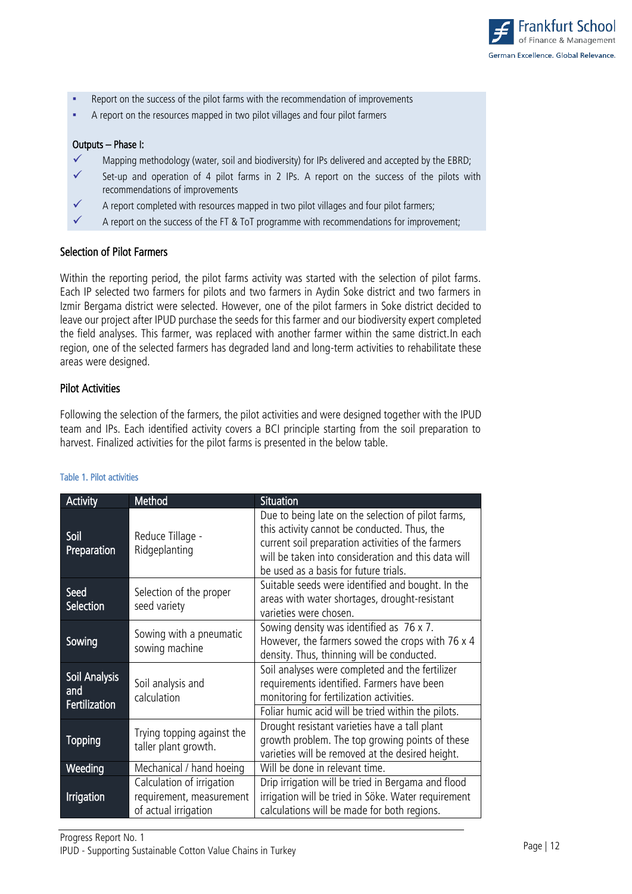- Report on the success of the pilot farms with the recommendation of improvements
- A report on the resources mapped in two pilot villages and four pilot farmers

**Outputs – Phase I:**

- ✓ Mapping methodology (water, soil and biodiversity) for IPs delivered and accepted by the EBRD;
- ✓ Set-up and operation of 4 pilot farms in 2 IPs. A report on the success of the pilots with recommendations of improvements
- ✓ A report completed with resources mapped in two pilot villages and four pilot farmers;
- ✓ A report on the success of the FT & ToT programme with recommendations for improvement;

### Selection of Pilot Farmers

Within the reporting period, the pilot farms activity was started with the selection of pilot farms. Each IP selected two farmers for pilots and two farmers in Aydin Soke district and two farmers in Izmir Bergama district were selected. However, one of the pilot farmers in Soke district decided to leave our project after IPUD purchase the seeds for this farmer and our biodiversity expert completed the field analyses. This farmer, was replaced with another farmer within the same district.In each region, one of the selected farmers has degraded land and long-term activities to rehabilitate these areas were designed.

### Pilot Activities

Following the selection of the farmers, the pilot activities and were designed together with the IPUD team and IPs. Each identified activity covers a BCI principle starting from the soil preparation to harvest. Finalized activities for the pilot farms is presented in the below table.

Table 1. Pilot activities

| Activity | Method | Situation |
|---|---|---|
| Soil Preparation | Reduce Tillage - Ridgeplanting | Due to being late on the selection of pilot farms, this activity cannot be conducted. Thus, the current soil preparation activities of the farmers will be taken into consideration and this data will be used as a basis for future trials. |
| Seed Selection | Selection of the proper seed variety | Suitable seeds were identified and bought. In the areas with water shortages, drought-resistant varieties were chosen. |
| Sowing | Sowing with a pneumatic sowing machine | Sowing density was identified as 76 x 7. However, the farmers sowed the crops with 76 x 4 density. Thus, thinning will be conducted. |
| Soil Analysis and Fertilization | Soil analysis and calculation | Soil analyses were completed and the fertilizer requirements identified. Farmers have been monitoring for fertilization activities. |
| | | Foliar humic acid will be tried within the pilots. |
| Topping | Trying topping against the taller plant growth. | Drought resistant varieties have a tall plant growth problem. The top growing points of these varieties will be removed at the desired height. |
| Weeding | Mechanical / hand hoeing | Will be done in relevant time. |
| Irrigation | Calculation of irrigation requirement, measurement of actual irrigation | Drip irrigation will be tried in Bergama and flood irrigation will be tried in Söke. Water requirement calculations will be made for both regions. |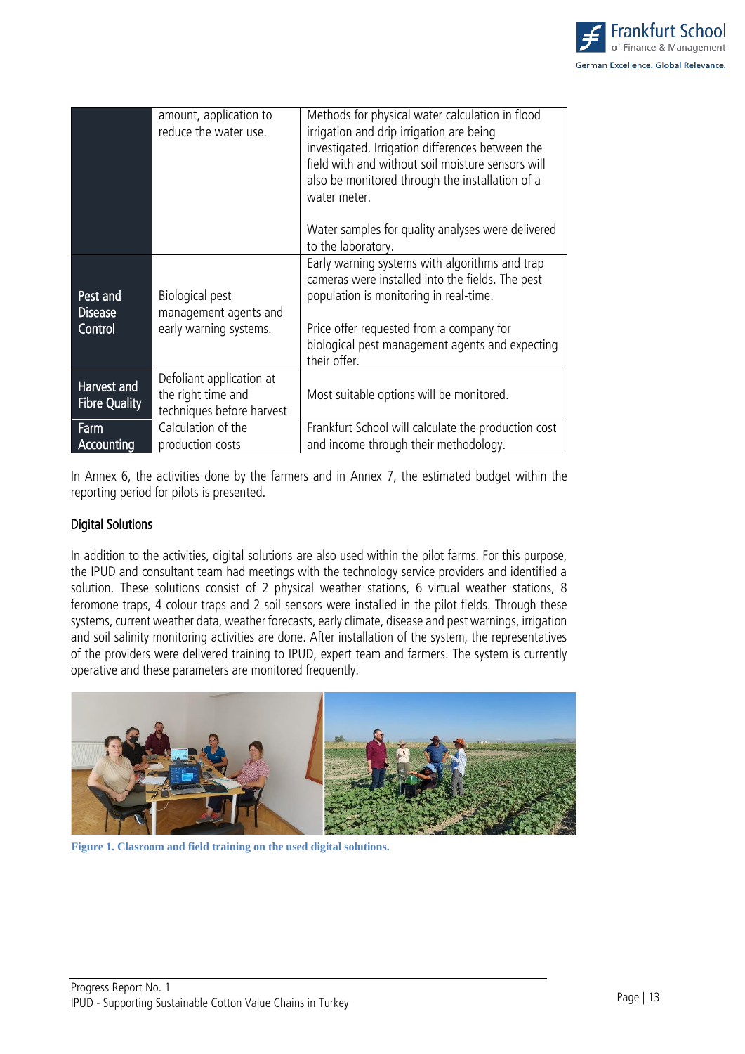| | | |
|---|---|---|
| | amount, application to reduce the water use. | Methods for physical water calculation in flood irrigation and drip irrigation are being investigated. Irrigation differences between the field with and without soil moisture sensors will also be monitored through the installation of a water meter.<br><br>Water samples for quality analyses were delivered to the laboratory. |
| Pest and Disease Control | Biological pest management agents and early warning systems. | Early warning systems with algorithms and trap cameras were installed into the fields. The pest population is monitoring in real-time.<br><br>Price offer requested from a company for biological pest management agents and expecting their offer. |
| Harvest and Fibre Quality | Defoliant application at the right time and techniques before harvest | Most suitable options will be monitored. |
| Farm Accounting | Calculation of the production costs | Frankfurt School will calculate the production cost and income through their methodology. |

In Annex 6, the activities done by the farmers and in Annex 7, the estimated budget within the reporting period for pilots is presented.

### Digital Solutions

In addition to the activities, digital solutions are also used within the pilot farms. For this purpose, the IPUD and consultant team had meetings with the technology service providers and identified a solution. These solutions consist of 2 physical weather stations, 6 virtual weather stations, 8 feromone traps, 4 colour traps and 2 soil sensors were installed in the pilot fields. Through these systems, current weather data, weather forecasts, early climate, disease and pest warnings, irrigation and soil salinity monitoring activities are done. After installation of the system, the representatives of the providers were delivered training to IPUD, expert team and farmers. The system is currently operative and these parameters are monitored frequently.

**Figure 1. Clasroom and field training on the used digital solutions.**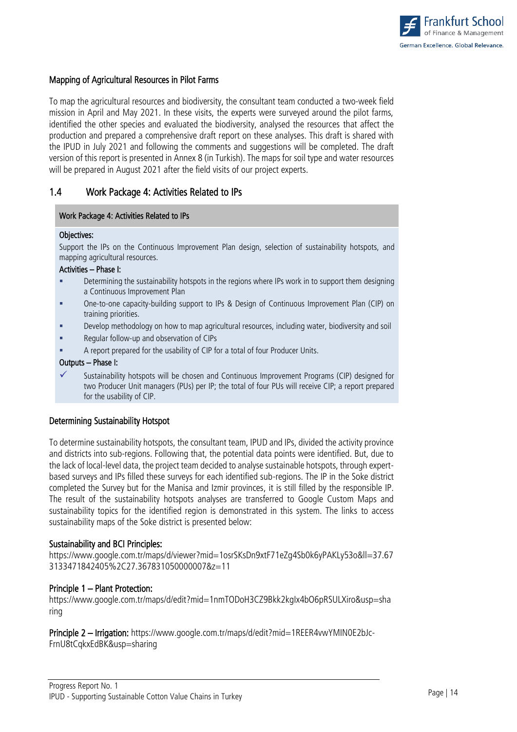### Mapping of Agricultural Resources in Pilot Farms

To map the agricultural resources and biodiversity, the consultant team conducted a two-week field mission in April and May 2021. In these visits, the experts were surveyed around the pilot farms, identified the other species and evaluated the biodiversity, analysed the resources that affect the production and prepared a comprehensive draft report on these analyses. This draft is shared with the IPUD in July 2021 and following the comments and suggestions will be completed. The draft version of this report is presented in Annex 8 (in Turkish). The maps for soil type and water resources will be prepared in August 2021 after the field visits of our project experts.

## 1.4 Work Package 4: Activities Related to IPs

| Work Package 4: Activities Related to IPs |
|---|
| **Objectives:**<br>Support the IPs on the Continuous Improvement Plan design, selection of sustainability hotspots, and mapping agricultural resources.<br>**Activities – Phase I:**<br>▪ Determining the sustainability hotspots in the regions where IPs work in to support them designing a Continuous Improvement Plan<br>▪ One-to-one capacity-building support to IPs & Design of Continuous Improvement Plan (CIP) on training priorities.<br>▪ Develop methodology on how to map agricultural resources, including water, biodiversity and soil<br>▪ Regular follow-up and observation of CIPs<br>▪ A report prepared for the usability of CIP for a total of four Producer Units.<br>**Outputs – Phase I:**<br>✓ Sustainability hotspots will be chosen and Continuous Improvement Programs (CIP) designed for two Producer Unit managers (PUs) per IP; the total of four PUs will receive CIP; a report prepared for the usability of CIP. |

### Determining Sustainability Hotspot

To determine sustainability hotspots, the consultant team, IPUD and IPs, divided the activity province and districts into sub-regions. Following that, the potential data points were identified. But, due to the lack of local-level data, the project team decided to analyse sustainable hotspots, through expert-based surveys and IPs filled these surveys for each identified sub-regions. The IP in the Soke district completed the Survey but for the Manisa and Izmir provinces, it is still filled by the responsible IP. The result of the sustainability hotspots analyses are transferred to Google Custom Maps and sustainability topics for the identified region is demonstrated in this system. The links to access sustainability maps of the Soke district is presented below:

**Sustainability and BCI Principles:**
https://www.google.com.tr/maps/d/viewer?mid=1osrSKsDn9xtF71eZg4Sb0k6yPAKLy53o&ll=37.673133471842405%2C27.367831050000007&z=11

**Principle 1 – Plant Protection:**
https://www.google.com.tr/maps/d/edit?mid=1nmTODoH3CZ9Bkk2kgIx4bO6pRSULXiro&usp=sharing

**Principle 2 – Irrigation:** https://www.google.com.tr/maps/d/edit?mid=1REER4vwYMIN0E2bJc-FrnU8tCqkxEdBK&usp=sharing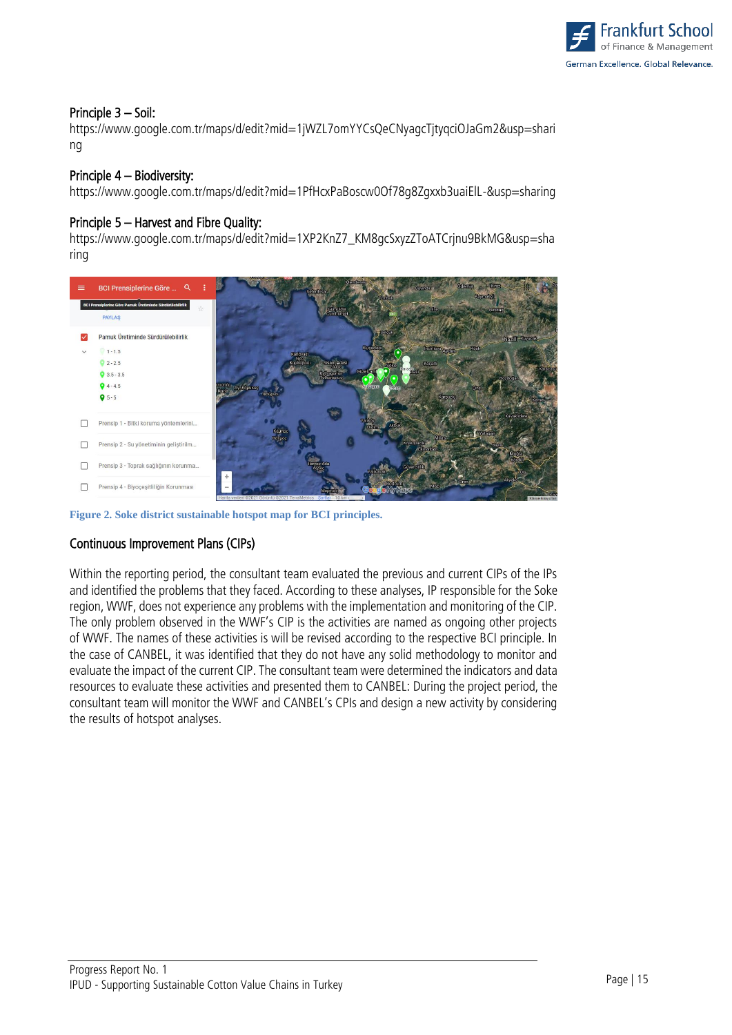### Principle 3 – Soil:

https://www.google.com.tr/maps/d/edit?mid=1jWZL7omYYCsQeCNyagcTjtyqciOJaGm2&usp=sharing

### Principle 4 – Biodiversity:

https://www.google.com.tr/maps/d/edit?mid=1PfHcxPaBoscw0Of78g8Zgxxb3uaiElL-&usp=sharing

### Principle 5 – Harvest and Fibre Quality:

https://www.google.com.tr/maps/d/edit?mid=1XP2KnZ7_KM8gcSxyzZToATCrjnu9BkMG&usp=sharing

**Figure 2. Soke district sustainable hotspot map for BCI principles.**

## Continuous Improvement Plans (CIPs)

Within the reporting period, the consultant team evaluated the previous and current CIPs of the IPs and identified the problems that they faced. According to these analyses, IP responsible for the Soke region, WWF, does not experience any problems with the implementation and monitoring of the CIP. The only problem observed in the WWF's CIP is the activities are named as ongoing other projects of WWF. The names of these activities is will be revised according to the respective BCI principle. In the case of CANBEL, it was identified that they do not have any solid methodology to monitor and evaluate the impact of the current CIP. The consultant team were determined the indicators and data resources to evaluate these activities and presented them to CANBEL: During the project period, the consultant team will monitor the WWF and CANBEL's CPIs and design a new activity by considering the results of hotspot analyses.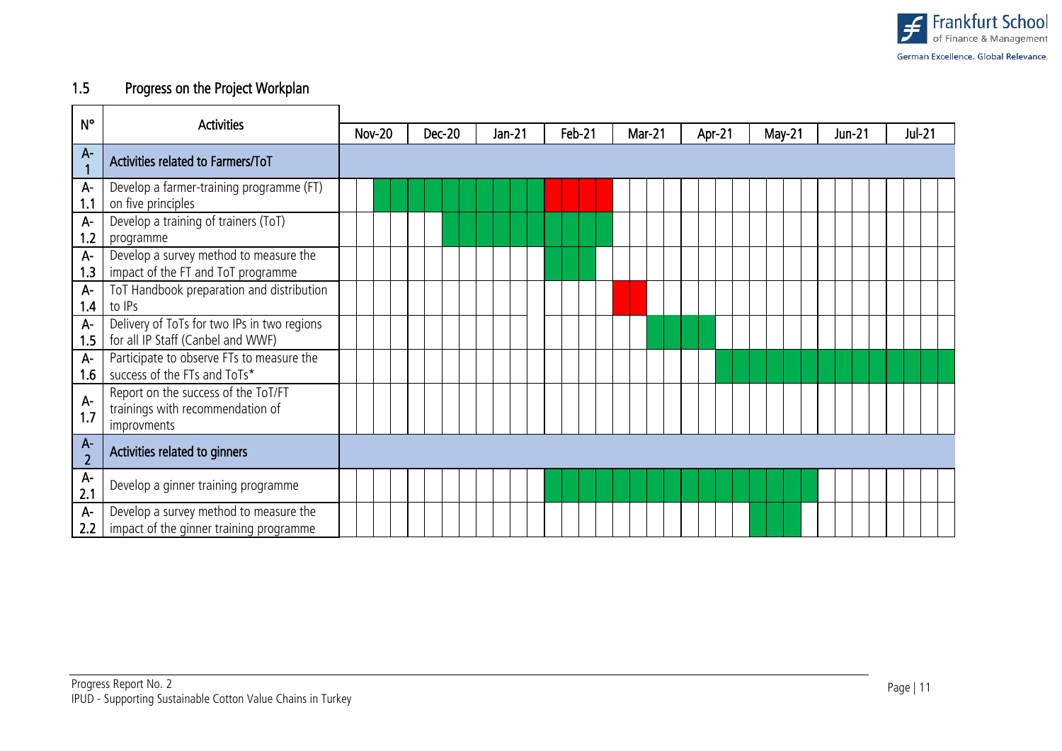## 1.5 Progress on the Project Workplan

| N° | Activities | Nov-20 | | | | Dec-20 | | | | Jan-21 | | | | Feb-21 | | | | Mar-21 | | | | Apr-21 | | | | May-21 | | | | Jun-21 | | | | Jul-21 | | | |
|---|---|---|---|---|---|---|---|---|---|---|---|---|---|---|---|---|---|---|---|---|---|---|---|---|---|---|---|---|---|---|---|---|---|---|---|---|---|
| A-1 | **Activities related to Farmers/ToT** | | | | | | | | | | | | | | | | | | | | | | | | | | | | | | | | | | | | |
| A-1.1 | Develop a farmer-training programme (FT) on five principles | | | G | G | G | G | G | G | G | G | G | G | R | R | R | R | | | | | | | | | | | | | | | | | | | | |
| A-1.2 | Develop a training of trainers (ToT) programme | | | | | | | G | G | G | G | G | G | G | G | G | G | | | | | | | | | | | | | | | | | | | | |
| A-1.3 | Develop a survey method to measure the impact of the FT and ToT programme | | | | | | | | | | | | | G | G | G | | | | | | | | | | | | | | | | | | | | | |
| A-1.4 | ToT Handbook preparation and distribution to IPs | | | | | | | | | | | | | | | | | R | R | | | | | | | | | | | | | | | | | | |
| A-1.5 | Delivery of ToTs for two IPs in two regions for all IP Staff (Canbel and WWF) | | | | | | | | | | | | | | | | | | | G | G | G | G | | | | | | | | | | | | | | |
| A-1.6 | Participate to observe FTs to measure the success of the FTs and ToTs* | | | | | | | | | | | | | | | | | | | | | | | G | G | G | G | G | G | G | G | G | G | G | G | G | G |
| A-1.7 | Report on the success of the ToT/FT trainings with recommendation of improvments | | | | | | | | | | | | | | | | | | | | | | | | | | | | | | | | | | | | |
| A-2 | **Activities related to ginners** | | | | | | | | | | | | | | | | | | | | | | | | | | | | | | | | | | | | |
| A-2.1 | Develop a ginner training programme | | | | | | | | | | | | | G | G | G | G | G | G | G | G | G | G | G | G | G | G | G | G | | | | | | | | |
| A-2.2 | Develop a survey method to measure the impact of the ginner training programme | | | | | | | | | | | | | | | | | | | | | | | | | G | G | G | | | | | | | | | |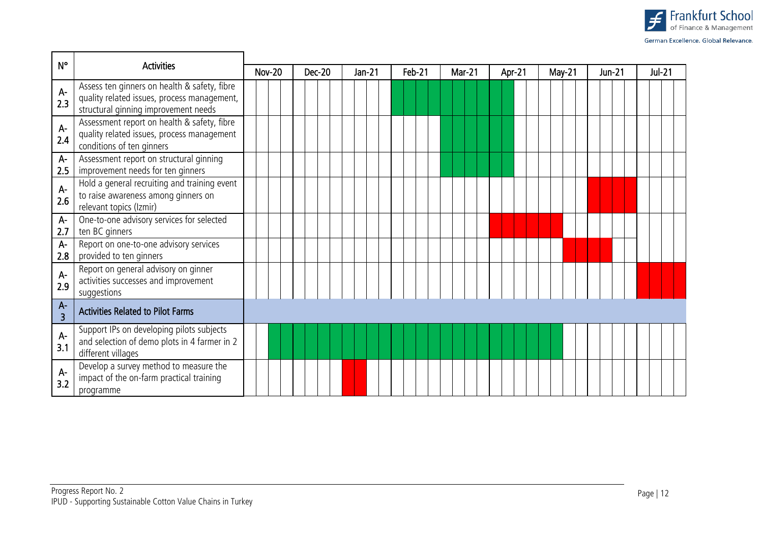| N° | Activities | Nov-20 | Dec-20 | Jan-21 | Feb-21 | Mar-21 | Apr-21 | May-21 | Jun-21 | Jul-21 |
|---|---|---|---|---|---|---|---|---|---|---|
| A-2.3 | Assess ten ginners on health & safety, fibre quality related issues, process management, structural ginning improvement needs | | | | | | | | | |
| A-2.4 | Assessment report on health & safety, fibre quality related issues, process management conditions of ten ginners | | | | | | | | | |
| A-2.5 | Assessment report on structural ginning improvement needs for ten ginners | | | | | | | | | |
| A-2.6 | Hold a general recruiting and training event to raise awareness among ginners on relevant topics (Izmir) | | | | | | | | | |
| A-2.7 | One-to-one advisory services for selected ten BC ginners | | | | | | | | | |
| A-2.8 | Report on one-to-one advisory services provided to ten ginners | | | | | | | | | |
| A-2.9 | Report on general advisory on ginner activities successes and improvement suggestions | | | | | | | | | |
| A-3 | **Activities Related to Pilot Farms** | | | | | | | | | |
| A-3.1 | Support IPs on developing pilots subjects and selection of demo plots in 4 farmer in 2 different villages | | | | | | | | | |
| A-3.2 | Develop a survey method to measure the impact of the on-farm practical training programme | | | | | | | | | |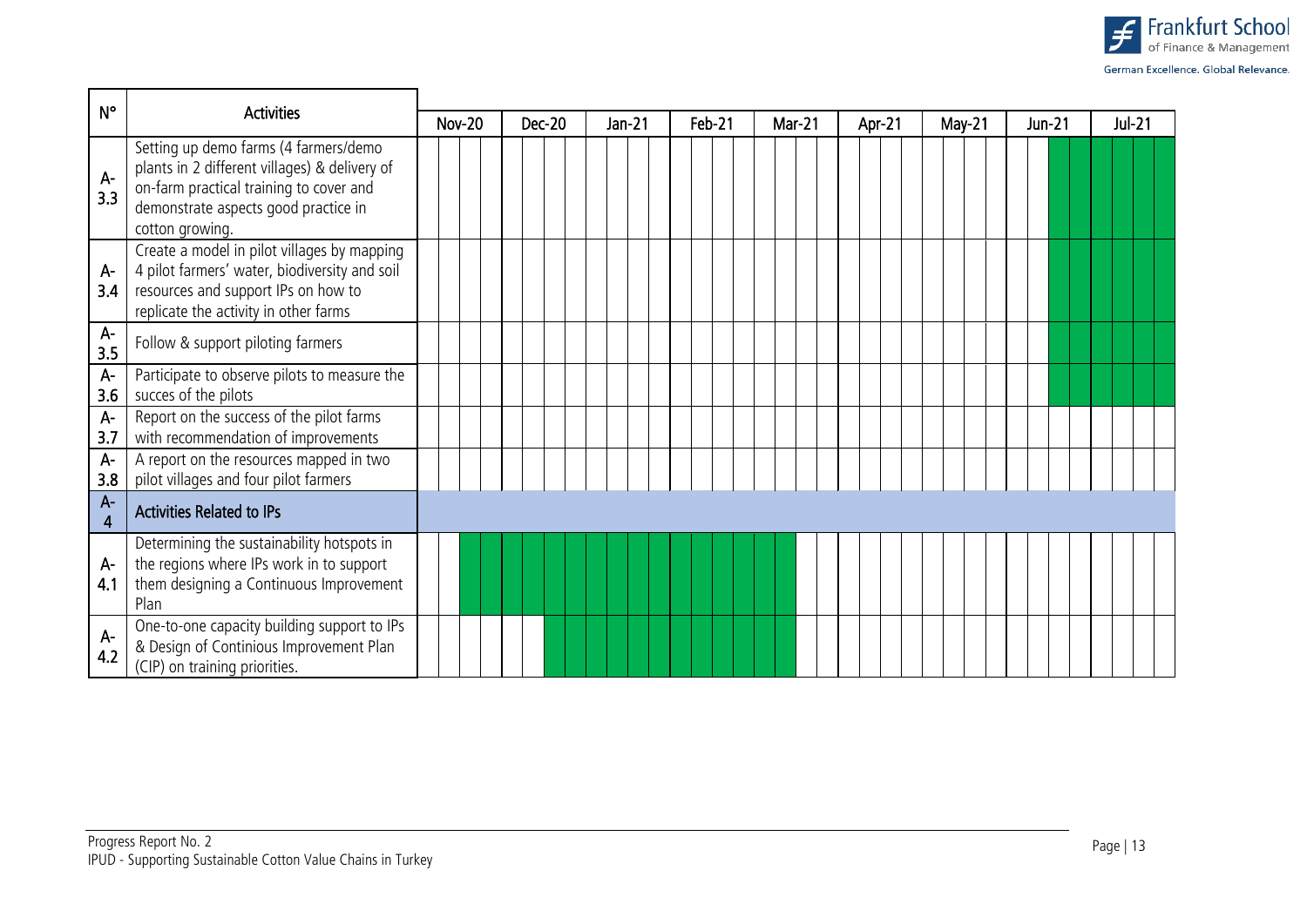| N° | Activities | Nov-20 | | | | Dec-20 | | | | Jan-21 | | | | Feb-21 | | | | Mar-21 | | | | Apr-21 | | | | May-21 | | | | Jun-21 | | | | Jul-21 | | | |
|---|---|---|---|---|---|---|---|---|---|---|---|---|---|---|---|---|---|---|---|---|---|---|---|---|---|---|---|---|---|---|---|---|---|---|---|---|---|
| A-3.3 | Setting up demo farms (4 farmers/demo plants in 2 different villages) & delivery of on-farm practical training to cover and demonstrate aspects good practice in cotton growing. | | | | | | | | | | | | | | | | | | | | | | | | | | | | | | | ■ | ■ | ■ | ■ | ■ | ■ |
| A-3.4 | Create a model in pilot villages by mapping 4 pilot farmers' water, biodiversity and soil resources and support IPs on how to replicate the activity in other farms | | | | | | | | | | | | | | | | | | | | | | | | | | | | | | | ■ | ■ | ■ | ■ | ■ | ■ |
| A-3.5 | Follow & support piloting farmers | | | | | | | | | | | | | | | | | | | | | | | | | | | | | | | ■ | ■ | ■ | ■ | ■ | ■ |
| A-3.6 | Participate to observe pilots to measure the succes of the pilots | | | | | | | | | | | | | | | | | | | | | | | | | | | | | | | ■ | ■ | ■ | ■ | ■ | ■ |
| A-3.7 | Report on the success of the pilot farms with recommendation of improvements | | | | | | | | | | | | | | | | | | | | | | | | | | | | | | | | | | | | |
| A-3.8 | A report on the resources mapped in two pilot villages and four pilot farmers | | | | | | | | | | | | | | | | | | | | | | | | | | | | | | | | | | | | |
| **A-4** | **Activities Related to IPs** | | | | | | | | | | | | | | | | | | | | | | | | | | | | | | | | | | | | |
| A-4.1 | Determining the sustainability hotspots in the regions where IPs work in to support them designing a Continuous Improvement Plan | | | ■ | ■ | ■ | ■ | ■ | ■ | ■ | ■ | ■ | ■ | ■ | ■ | ■ | ■ | ■ | ■ | | | | | | | | | | | | | | | | | | |
| A-4.2 | One-to-one capacity building support to IPs & Design of Continious Improvement Plan (CIP) on training priorities. | | | | | | | ■ | ■ | ■ | ■ | ■ | ■ | ■ | ■ | ■ | ■ | ■ | ■ | | | | | | | | | | | | | | | | | | |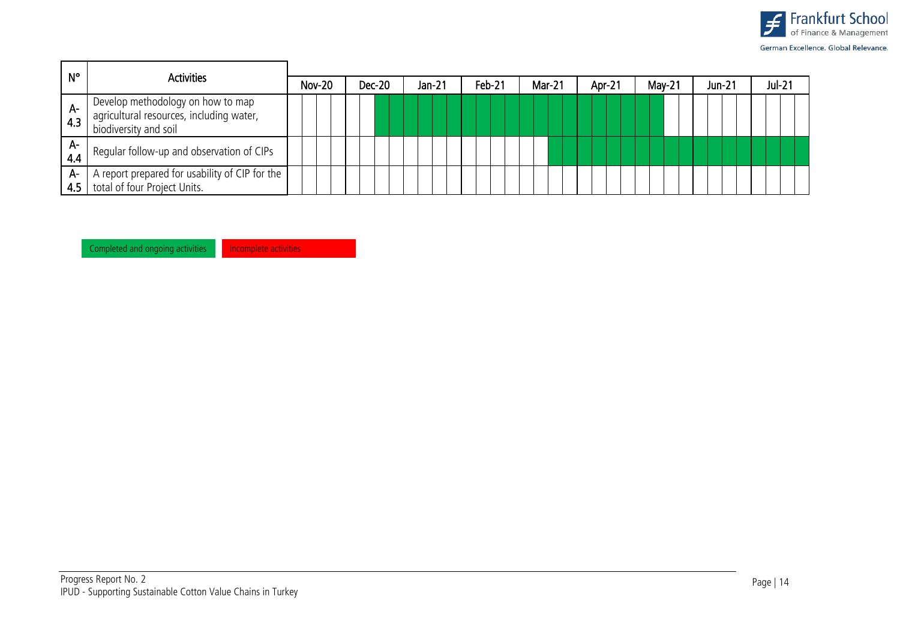| N° | Activities | Nov-20 | Dec-20 | Jan-21 | Feb-21 | Mar-21 | Apr-21 | May-21 | Jun-21 | Jul-21 |
|---|---|---|---|---|---|---|---|---|---|---|
| A-4.3 | Develop methodology on how to map agricultural resources, including water, biodiversity and soil | | | | | | | | | |
| A-4.4 | Regular follow-up and observation of CIPs | | | | | | | | | |
| A-4.5 | A report prepared for usability of CIP for the total of four Project Units. | | | | | | | | | |

Completed and ongoing activities

Incomplete activities